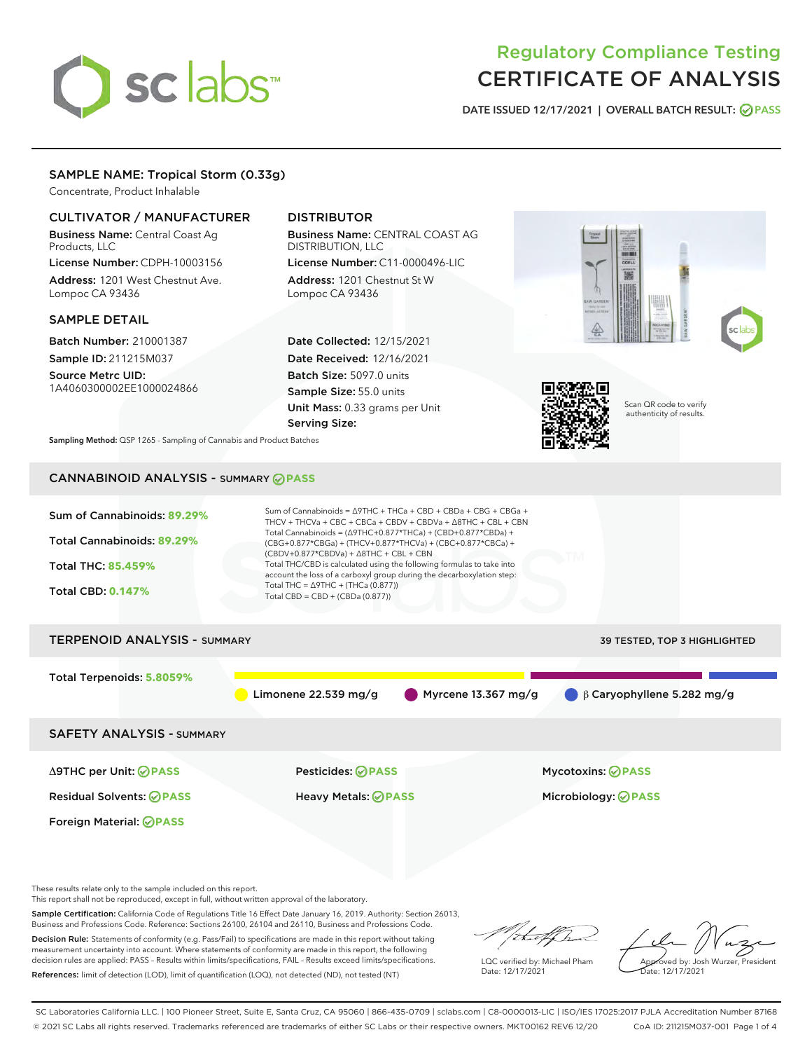# Regulatory Compliance Testing
# CERTIFICATE OF ANALYSIS

DATE ISSUED 12/17/2021 | OVERALL BATCH RESULT: PASS

## SAMPLE NAME: Tropical Storm (0.33g)

Concentrate, Product Inhalable

### CULTIVATOR / MANUFACTURER

**Business Name:** Central Coast Ag Products, LLC

**License Number:** CDPH-10003156

**Address:** 1201 West Chestnut Ave. Lompoc CA 93436

### DISTRIBUTOR

**Business Name:** CENTRAL COAST AG DISTRIBUTION, LLC

**License Number:** C11-0000496-LIC

**Address:** 1201 Chestnut St W Lompoc CA 93436

### SAMPLE DETAIL

**Batch Number:** 210001387

**Sample ID:** 211215M037

**Source Metrc UID:** 1A4060300002EE1000024866

**Date Collected:** 12/15/2021

**Date Received:** 12/16/2021

**Batch Size:** 5097.0 units

**Sample Size:** 55.0 units

**Unit Mass:** 0.33 grams per Unit

**Serving Size:**

Scan QR code to verify authenticity of results.

**Sampling Method:** QSP 1265 - Sampling of Cannabis and Product Batches

## CANNABINOID ANALYSIS - SUMMARY PASS

Sum of Cannabinoids: **89.29%**

Total Cannabinoids: **89.29%**

Total THC: **85.459%**

Total CBD: **0.147%**

Sum of Cannabinoids = Δ9THC + THCa + CBD + CBDa + CBG + CBGa + THCV + THCVa + CBC + CBCa + CBDV + CBDVa + Δ8THC + CBL + CBN

Total Cannabinoids = (Δ9THC+0.877*THCa) + (CBD+0.877*CBDa) + (CBG+0.877*CBGa) + (THCV+0.877*THCVa) + (CBC+0.877*CBCa) + (CBDV+0.877*CBDVa) + Δ8THC + CBL + CBN

Total THC/CBD is calculated using the following formulas to take into account the loss of a carboxyl group during the decarboxylation step:

Total THC = Δ9THC + (THCa (0.877))

Total CBD = CBD + (CBDa (0.877))

## TERPENOID ANALYSIS - SUMMARY

39 TESTED, TOP 3 HIGHLIGHTED

Total Terpenoids: **5.8059%**

Limonene 22.539 mg/g | Myrcene 13.367 mg/g | β Caryophyllene 5.282 mg/g

## SAFETY ANALYSIS - SUMMARY

| | | |
|---|---|---|
| Δ9THC per Unit: PASS | Pesticides: PASS | Mycotoxins: PASS |
| Residual Solvents: PASS | Heavy Metals: PASS | Microbiology: PASS |
| Foreign Material: PASS | | |

These results relate only to the sample included on this report.
This report shall not be reproduced, except in full, without written approval of the laboratory.

**Sample Certification:** California Code of Regulations Title 16 Effect Date January 16, 2019. Authority: Section 26013, Business and Professions Code. Reference: Sections 26100, 26104 and 26110, Business and Professions Code.

**Decision Rule:** Statements of conformity (e.g. Pass/Fail) to specifications are made in this report without taking measurement uncertainty into account. Where statements of conformity are made in this report, the following decision rules are applied: PASS – Results within limits/specifications, FAIL – Results exceed limits/specifications.

**References:** limit of detection (LOD), limit of quantification (LOQ), not detected (ND), not tested (NT)

LQC verified by: Michael Pham
Date: 12/17/2021

Approved by: Josh Wurzer, President
Date: 12/17/2021

SC Laboratories California LLC. | 100 Pioneer Street, Suite E, Santa Cruz, CA 95060 | 866-435-0709 | sclabs.com | C8-0000013-LIC | ISO/IES 17025:2017 PJLA Accreditation Number 87168
© 2021 SC Labs all rights reserved. Trademarks referenced are trademarks of either SC Labs or their respective owners. MKT00162 REV6 12/20 CoA ID: 211215M037-001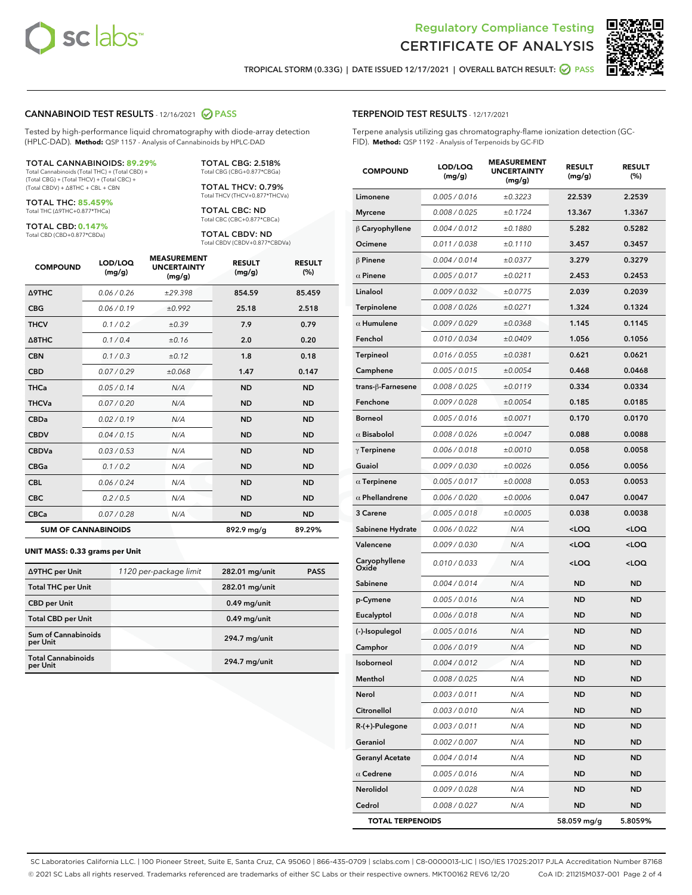# Regulatory Compliance Testing
# CERTIFICATE OF ANALYSIS

TROPICAL STORM (0.33G) | DATE ISSUED 12/17/2021 | OVERALL BATCH RESULT: PASS

## CANNABINOID TEST RESULTS - 12/16/2021 PASS

Tested by high-performance liquid chromatography with diode-array detection (HPLC-DAD). **Method:** QSP 1157 - Analysis of Cannabinoids by HPLC-DAD

**TOTAL CANNABINOIDS: 89.29%**
Total Cannabinoids (Total THC) + (Total CBD) + (Total CBG) + (Total THCV) + (Total CBC) + (Total CBDV) + Δ8THC + CBL + CBN

**TOTAL THC: 85.459%**
Total THC (Δ9THC+0.877*THCa)

**TOTAL CBD: 0.147%**
Total CBD (CBD+0.877*CBDa)

**TOTAL CBG: 2.518%**
Total CBG (CBG+0.877*CBGa)

**TOTAL THCV: 0.79%**
Total THCV (THCV+0.877*THCVa)

**TOTAL CBC: ND**
Total CBC (CBC+0.877*CBCa)

**TOTAL CBDV: ND**
Total CBDV (CBDV+0.877*CBDVa)

| COMPOUND | LOD/LOQ (mg/g) | MEASUREMENT UNCERTAINTY (mg/g) | RESULT (mg/g) | RESULT (%) |
|---|---|---|---|---|
| Δ9THC | 0.06 / 0.26 | ±29.398 | 854.59 | 85.459 |
| CBG | 0.06 / 0.19 | ±0.992 | 25.18 | 2.518 |
| THCV | 0.1 / 0.2 | ±0.39 | 7.9 | 0.79 |
| Δ8THC | 0.1 / 0.4 | ±0.16 | 2.0 | 0.20 |
| CBN | 0.1 / 0.3 | ±0.12 | 1.8 | 0.18 |
| CBD | 0.07 / 0.29 | ±0.068 | 1.47 | 0.147 |
| THCa | 0.05 / 0.14 | N/A | ND | ND |
| THCVa | 0.07 / 0.20 | N/A | ND | ND |
| CBDa | 0.02 / 0.19 | N/A | ND | ND |
| CBDV | 0.04 / 0.15 | N/A | ND | ND |
| CBDVa | 0.03 / 0.53 | N/A | ND | ND |
| CBGa | 0.1 / 0.2 | N/A | ND | ND |
| CBL | 0.06 / 0.24 | N/A | ND | ND |
| CBC | 0.2 / 0.5 | N/A | ND | ND |
| CBCa | 0.07 / 0.28 | N/A | ND | ND |
| **SUM OF CANNABINOIDS** | | | 892.9 mg/g | 89.29% |

### UNIT MASS: 0.33 grams per Unit

| | | | |
|---|---|---|---|
| Δ9THC per Unit | 1120 per-package limit | 282.01 mg/unit | PASS |
| Total THC per Unit | | 282.01 mg/unit | |
| CBD per Unit | | 0.49 mg/unit | |
| Total CBD per Unit | | 0.49 mg/unit | |
| Sum of Cannabinoids per Unit | | 294.7 mg/unit | |
| Total Cannabinoids per Unit | | 294.7 mg/unit | |

## TERPENOID TEST RESULTS - 12/17/2021

Terpene analysis utilizing gas chromatography-flame ionization detection (GC-FID). **Method:** QSP 1192 - Analysis of Terpenoids by GC-FID

| COMPOUND | LOD/LOQ (mg/g) | MEASUREMENT UNCERTAINTY (mg/g) | RESULT (mg/g) | RESULT (%) |
|---|---|---|---|---|
| Limonene | 0.005 / 0.016 | ±0.3223 | 22.539 | 2.2539 |
| Myrcene | 0.008 / 0.025 | ±0.1724 | 13.367 | 1.3367 |
| β Caryophyllene | 0.004 / 0.012 | ±0.1880 | 5.282 | 0.5282 |
| Ocimene | 0.011 / 0.038 | ±0.1110 | 3.457 | 0.3457 |
| β Pinene | 0.004 / 0.014 | ±0.0377 | 3.279 | 0.3279 |
| α Pinene | 0.005 / 0.017 | ±0.0211 | 2.453 | 0.2453 |
| Linalool | 0.009 / 0.032 | ±0.0775 | 2.039 | 0.2039 |
| Terpinolene | 0.008 / 0.026 | ±0.0271 | 1.324 | 0.1324 |
| α Humulene | 0.009 / 0.029 | ±0.0368 | 1.145 | 0.1145 |
| Fenchol | 0.010 / 0.034 | ±0.0409 | 1.056 | 0.1056 |
| Terpineol | 0.016 / 0.055 | ±0.0381 | 0.621 | 0.0621 |
| Camphene | 0.005 / 0.015 | ±0.0054 | 0.468 | 0.0468 |
| trans-β-Farnesene | 0.008 / 0.025 | ±0.0119 | 0.334 | 0.0334 |
| Fenchone | 0.009 / 0.028 | ±0.0054 | 0.185 | 0.0185 |
| Borneol | 0.005 / 0.016 | ±0.0071 | 0.170 | 0.0170 |
| α Bisabolol | 0.008 / 0.026 | ±0.0047 | 0.088 | 0.0088 |
| γ Terpinene | 0.006 / 0.018 | ±0.0010 | 0.058 | 0.0058 |
| Guaiol | 0.009 / 0.030 | ±0.0026 | 0.056 | 0.0056 |
| α Terpinene | 0.005 / 0.017 | ±0.0008 | 0.053 | 0.0053 |
| α Phellandrene | 0.006 / 0.020 | ±0.0006 | 0.047 | 0.0047 |
| 3 Carene | 0.005 / 0.018 | ±0.0005 | 0.038 | 0.0038 |
| Sabinene Hydrate | 0.006 / 0.022 | N/A | <LOQ | <LOQ |
| Valencene | 0.009 / 0.030 | N/A | <LOQ | <LOQ |
| Caryophyllene Oxide | 0.010 / 0.033 | N/A | <LOQ | <LOQ |
| Sabinene | 0.004 / 0.014 | N/A | ND | ND |
| p-Cymene | 0.005 / 0.016 | N/A | ND | ND |
| Eucalyptol | 0.006 / 0.018 | N/A | ND | ND |
| (-)-Isopulegol | 0.005 / 0.016 | N/A | ND | ND |
| Camphor | 0.006 / 0.019 | N/A | ND | ND |
| Isoborneol | 0.004 / 0.012 | N/A | ND | ND |
| Menthol | 0.008 / 0.025 | N/A | ND | ND |
| Nerol | 0.003 / 0.011 | N/A | ND | ND |
| Citronellol | 0.003 / 0.010 | N/A | ND | ND |
| R-(+)-Pulegone | 0.003 / 0.011 | N/A | ND | ND |
| Geraniol | 0.002 / 0.007 | N/A | ND | ND |
| Geranyl Acetate | 0.004 / 0.014 | N/A | ND | ND |
| α Cedrene | 0.005 / 0.016 | N/A | ND | ND |
| Nerolidol | 0.009 / 0.028 | N/A | ND | ND |
| Cedrol | 0.008 / 0.027 | N/A | ND | ND |
| **TOTAL TERPENOIDS** | | | 58.059 mg/g | 5.8059% |

SC Laboratories California LLC. | 100 Pioneer Street, Suite E, Santa Cruz, CA 95060 | 866-435-0709 | sclabs.com | C8-0000013-LIC | ISO/IES 17025:2017 PJLA Accreditation Number 87168
© 2021 SC Labs all rights reserved. Trademarks referenced are trademarks of either SC Labs or their respective owners. MKT00162 REV6 12/20 CoA ID: 211215M037-001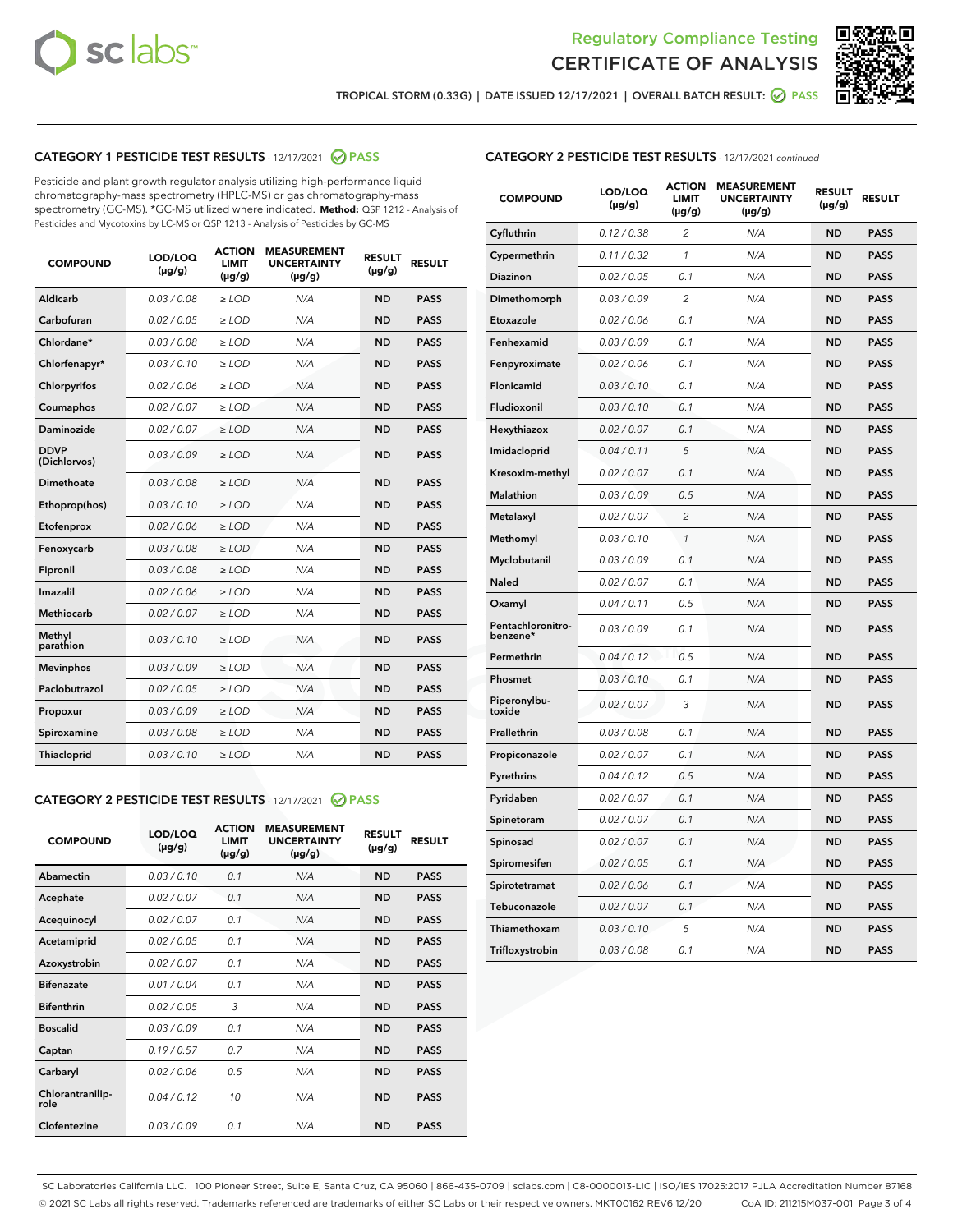Regulatory Compliance Testing
CERTIFICATE OF ANALYSIS

TROPICAL STORM (0.33G) | DATE ISSUED 12/17/2021 | OVERALL BATCH RESULT: PASS

## CATEGORY 1 PESTICIDE TEST RESULTS - 12/17/2021 PASS

Pesticide and plant growth regulator analysis utilizing high-performance liquid chromatography-mass spectrometry (HPLC-MS) or gas chromatography-mass spectrometry (GC-MS). *GC-MS utilized where indicated. **Method:** QSP 1212 - Analysis of Pesticides and Mycotoxins by LC-MS or QSP 1213 - Analysis of Pesticides by GC-MS

| COMPOUND | LOD/LOQ (µg/g) | ACTION LIMIT (µg/g) | MEASUREMENT UNCERTAINTY (µg/g) | RESULT (µg/g) | RESULT |
|---|---|---|---|---|---|
| Aldicarb | 0.03 / 0.08 | ≥ LOD | N/A | ND | PASS |
| Carbofuran | 0.02 / 0.05 | ≥ LOD | N/A | ND | PASS |
| Chlordane* | 0.03 / 0.08 | ≥ LOD | N/A | ND | PASS |
| Chlorfenapyr* | 0.03 / 0.10 | ≥ LOD | N/A | ND | PASS |
| Chlorpyrifos | 0.02 / 0.06 | ≥ LOD | N/A | ND | PASS |
| Coumaphos | 0.02 / 0.07 | ≥ LOD | N/A | ND | PASS |
| Daminozide | 0.02 / 0.07 | ≥ LOD | N/A | ND | PASS |
| DDVP (Dichlorvos) | 0.03 / 0.09 | ≥ LOD | N/A | ND | PASS |
| Dimethoate | 0.03 / 0.08 | ≥ LOD | N/A | ND | PASS |
| Ethoprop(hos) | 0.03 / 0.10 | ≥ LOD | N/A | ND | PASS |
| Etofenprox | 0.02 / 0.06 | ≥ LOD | N/A | ND | PASS |
| Fenoxycarb | 0.03 / 0.08 | ≥ LOD | N/A | ND | PASS |
| Fipronil | 0.03 / 0.08 | ≥ LOD | N/A | ND | PASS |
| Imazalil | 0.02 / 0.06 | ≥ LOD | N/A | ND | PASS |
| Methiocarb | 0.02 / 0.07 | ≥ LOD | N/A | ND | PASS |
| Methyl parathion | 0.03 / 0.10 | ≥ LOD | N/A | ND | PASS |
| Mevinphos | 0.03 / 0.09 | ≥ LOD | N/A | ND | PASS |
| Paclobutrazol | 0.02 / 0.05 | ≥ LOD | N/A | ND | PASS |
| Propoxur | 0.03 / 0.09 | ≥ LOD | N/A | ND | PASS |
| Spiroxamine | 0.03 / 0.08 | ≥ LOD | N/A | ND | PASS |
| Thiacloprid | 0.03 / 0.10 | ≥ LOD | N/A | ND | PASS |

## CATEGORY 2 PESTICIDE TEST RESULTS - 12/17/2021 PASS

| COMPOUND | LOD/LOQ (µg/g) | ACTION LIMIT (µg/g) | MEASUREMENT UNCERTAINTY (µg/g) | RESULT (µg/g) | RESULT |
|---|---|---|---|---|---|
| Abamectin | 0.03 / 0.10 | 0.1 | N/A | ND | PASS |
| Acephate | 0.02 / 0.07 | 0.1 | N/A | ND | PASS |
| Acequinocyl | 0.02 / 0.07 | 0.1 | N/A | ND | PASS |
| Acetamiprid | 0.02 / 0.05 | 0.1 | N/A | ND | PASS |
| Azoxystrobin | 0.02 / 0.07 | 0.1 | N/A | ND | PASS |
| Bifenazate | 0.01 / 0.04 | 0.1 | N/A | ND | PASS |
| Bifenthrin | 0.02 / 0.05 | 3 | N/A | ND | PASS |
| Boscalid | 0.03 / 0.09 | 0.1 | N/A | ND | PASS |
| Captan | 0.19 / 0.57 | 0.7 | N/A | ND | PASS |
| Carbaryl | 0.02 / 0.06 | 0.5 | N/A | ND | PASS |
| Chlorantraniliprole | 0.04 / 0.12 | 10 | N/A | ND | PASS |
| Clofentezine | 0.03 / 0.09 | 0.1 | N/A | ND | PASS |
| Cyfluthrin | 0.12 / 0.38 | 2 | N/A | ND | PASS |
| Cypermethrin | 0.11 / 0.32 | 1 | N/A | ND | PASS |
| Diazinon | 0.02 / 0.05 | 0.1 | N/A | ND | PASS |
| Dimethomorph | 0.03 / 0.09 | 2 | N/A | ND | PASS |
| Etoxazole | 0.02 / 0.06 | 0.1 | N/A | ND | PASS |
| Fenhexamid | 0.03 / 0.09 | 0.1 | N/A | ND | PASS |
| Fenpyroximate | 0.02 / 0.06 | 0.1 | N/A | ND | PASS |
| Flonicamid | 0.03 / 0.10 | 0.1 | N/A | ND | PASS |
| Fludioxonil | 0.03 / 0.10 | 0.1 | N/A | ND | PASS |
| Hexythiazox | 0.02 / 0.07 | 0.1 | N/A | ND | PASS |
| Imidacloprid | 0.04 / 0.11 | 5 | N/A | ND | PASS |
| Kresoxim-methyl | 0.02 / 0.07 | 0.1 | N/A | ND | PASS |
| Malathion | 0.03 / 0.09 | 0.5 | N/A | ND | PASS |
| Metalaxyl | 0.02 / 0.07 | 2 | N/A | ND | PASS |
| Methomyl | 0.03 / 0.10 | 1 | N/A | ND | PASS |
| Myclobutanil | 0.03 / 0.09 | 0.1 | N/A | ND | PASS |
| Naled | 0.02 / 0.07 | 0.1 | N/A | ND | PASS |
| Oxamyl | 0.04 / 0.11 | 0.5 | N/A | ND | PASS |
| Pentachloronitrobenzene* | 0.03 / 0.09 | 0.1 | N/A | ND | PASS |
| Permethrin | 0.04 / 0.12 | 0.5 | N/A | ND | PASS |
| Phosmet | 0.03 / 0.10 | 0.1 | N/A | ND | PASS |
| Piperonylbutoxide | 0.02 / 0.07 | 3 | N/A | ND | PASS |
| Prallethrin | 0.03 / 0.08 | 0.1 | N/A | ND | PASS |
| Propiconazole | 0.02 / 0.07 | 0.1 | N/A | ND | PASS |
| Pyrethrins | 0.04 / 0.12 | 0.5 | N/A | ND | PASS |
| Pyridaben | 0.02 / 0.07 | 0.1 | N/A | ND | PASS |
| Spinetoram | 0.02 / 0.07 | 0.1 | N/A | ND | PASS |
| Spinosad | 0.02 / 0.07 | 0.1 | N/A | ND | PASS |
| Spiromesifen | 0.02 / 0.05 | 0.1 | N/A | ND | PASS |
| Spirotetramat | 0.02 / 0.06 | 0.1 | N/A | ND | PASS |
| Tebuconazole | 0.02 / 0.07 | 0.1 | N/A | ND | PASS |
| Thiamethoxam | 0.03 / 0.10 | 5 | N/A | ND | PASS |
| Trifloxystrobin | 0.03 / 0.08 | 0.1 | N/A | ND | PASS |

SC Laboratories California LLC. | 100 Pioneer Street, Suite E, Santa Cruz, CA 95060 | 866-435-0709 | sclabs.com | C8-0000013-LIC | ISO/IES 17025:2017 PJLA Accreditation Number 87168
© 2021 SC Labs all rights reserved. Trademarks referenced are trademarks of either SC Labs or their respective owners. MKT00162 REV6 12/20 CoA ID: 211215M037-001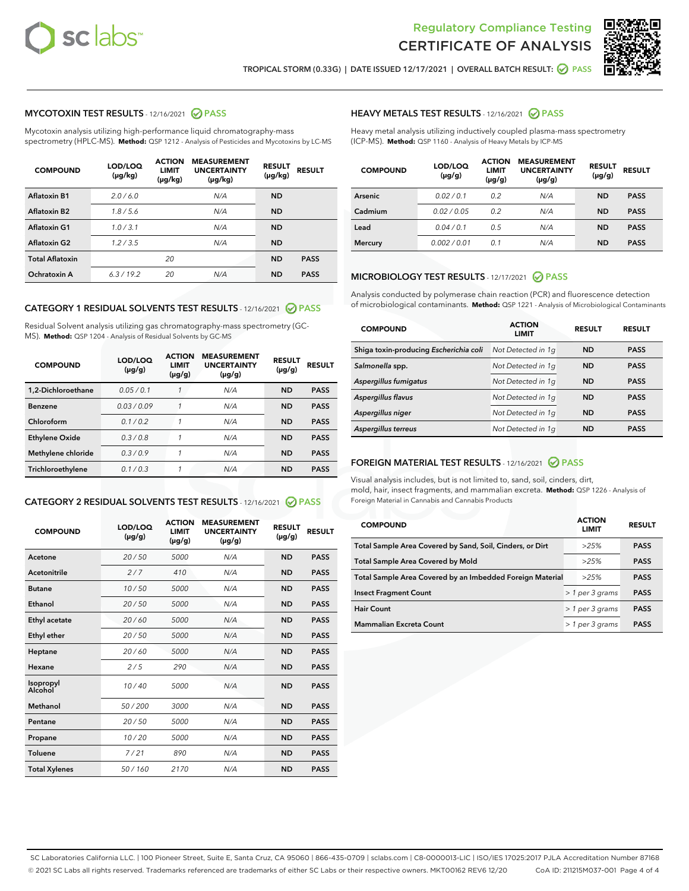# Regulatory Compliance Testing
# CERTIFICATE OF ANALYSIS

TROPICAL STORM (0.33G) | DATE ISSUED 12/17/2021 | OVERALL BATCH RESULT: PASS

## MYCOTOXIN TEST RESULTS - 12/16/2021 PASS

Mycotoxin analysis utilizing high-performance liquid chromatography-mass spectrometry (HPLC-MS). **Method:** QSP 1212 - Analysis of Pesticides and Mycotoxins by LC-MS

| COMPOUND | LOD/LOQ (µg/kg) | ACTION LIMIT (µg/kg) | MEASUREMENT UNCERTAINTY (µg/kg) | RESULT (µg/kg) | RESULT |
|---|---|---|---|---|---|
| Aflatoxin B1 | 2.0 / 6.0 | | N/A | ND | |
| Aflatoxin B2 | 1.8 / 5.6 | | N/A | ND | |
| Aflatoxin G1 | 1.0 / 3.1 | | N/A | ND | |
| Aflatoxin G2 | 1.2 / 3.5 | | N/A | ND | |
| Total Aflatoxin | | 20 | | ND | PASS |
| Ochratoxin A | 6.3 / 19.2 | 20 | N/A | ND | PASS |

## CATEGORY 1 RESIDUAL SOLVENTS TEST RESULTS - 12/16/2021 PASS

Residual Solvent analysis utilizing gas chromatography-mass spectrometry (GC-MS). **Method:** QSP 1204 - Analysis of Residual Solvents by GC-MS

| COMPOUND | LOD/LOQ (µg/g) | ACTION LIMIT (µg/g) | MEASUREMENT UNCERTAINTY (µg/g) | RESULT (µg/g) | RESULT |
|---|---|---|---|---|---|
| 1,2-Dichloroethane | 0.05 / 0.1 | 1 | N/A | ND | PASS |
| Benzene | 0.03 / 0.09 | 1 | N/A | ND | PASS |
| Chloroform | 0.1 / 0.2 | 1 | N/A | ND | PASS |
| Ethylene Oxide | 0.3 / 0.8 | 1 | N/A | ND | PASS |
| Methylene chloride | 0.3 / 0.9 | 1 | N/A | ND | PASS |
| Trichloroethylene | 0.1 / 0.3 | 1 | N/A | ND | PASS |

## CATEGORY 2 RESIDUAL SOLVENTS TEST RESULTS - 12/16/2021 PASS

| COMPOUND | LOD/LOQ (µg/g) | ACTION LIMIT (µg/g) | MEASUREMENT UNCERTAINTY (µg/g) | RESULT (µg/g) | RESULT |
|---|---|---|---|---|---|
| Acetone | 20 / 50 | 5000 | N/A | ND | PASS |
| Acetonitrile | 2 / 7 | 410 | N/A | ND | PASS |
| Butane | 10 / 50 | 5000 | N/A | ND | PASS |
| Ethanol | 20 / 50 | 5000 | N/A | ND | PASS |
| Ethyl acetate | 20 / 60 | 5000 | N/A | ND | PASS |
| Ethyl ether | 20 / 50 | 5000 | N/A | ND | PASS |
| Heptane | 20 / 60 | 5000 | N/A | ND | PASS |
| Hexane | 2 / 5 | 290 | N/A | ND | PASS |
| Isopropyl Alcohol | 10 / 40 | 5000 | N/A | ND | PASS |
| Methanol | 50 / 200 | 3000 | N/A | ND | PASS |
| Pentane | 20 / 50 | 5000 | N/A | ND | PASS |
| Propane | 10 / 20 | 5000 | N/A | ND | PASS |
| Toluene | 7 / 21 | 890 | N/A | ND | PASS |
| Total Xylenes | 50 / 160 | 2170 | N/A | ND | PASS |

## HEAVY METALS TEST RESULTS - 12/16/2021 PASS

Heavy metal analysis utilizing inductively coupled plasma-mass spectrometry (ICP-MS). **Method:** QSP 1160 - Analysis of Heavy Metals by ICP-MS

| COMPOUND | LOD/LOQ (µg/g) | ACTION LIMIT (µg/g) | MEASUREMENT UNCERTAINTY (µg/g) | RESULT (µg/g) | RESULT |
|---|---|---|---|---|---|
| Arsenic | 0.02 / 0.1 | 0.2 | N/A | ND | PASS |
| Cadmium | 0.02 / 0.05 | 0.2 | N/A | ND | PASS |
| Lead | 0.04 / 0.1 | 0.5 | N/A | ND | PASS |
| Mercury | 0.002 / 0.01 | 0.1 | N/A | ND | PASS |

## MICROBIOLOGY TEST RESULTS - 12/17/2021 PASS

Analysis conducted by polymerase chain reaction (PCR) and fluorescence detection of microbiological contaminants. **Method:** QSP 1221 - Analysis of Microbiological Contaminants

| COMPOUND | ACTION LIMIT | RESULT | RESULT |
|---|---|---|---|
| Shiga toxin-producing *Escherichia coli* | Not Detected in 1g | ND | PASS |
| *Salmonella* spp. | Not Detected in 1g | ND | PASS |
| *Aspergillus fumigatus* | Not Detected in 1g | ND | PASS |
| *Aspergillus flavus* | Not Detected in 1g | ND | PASS |
| *Aspergillus niger* | Not Detected in 1g | ND | PASS |
| *Aspergillus terreus* | Not Detected in 1g | ND | PASS |

## FOREIGN MATERIAL TEST RESULTS - 12/16/2021 PASS

Visual analysis includes, but is not limited to, sand, soil, cinders, dirt, mold, hair, insect fragments, and mammalian excreta. **Method:** QSP 1226 - Analysis of Foreign Material in Cannabis and Cannabis Products

| COMPOUND | ACTION LIMIT | RESULT |
|---|---|---|
| Total Sample Area Covered by Sand, Soil, Cinders, or Dirt | >25% | PASS |
| Total Sample Area Covered by Mold | >25% | PASS |
| Total Sample Area Covered by an Imbedded Foreign Material | >25% | PASS |
| Insect Fragment Count | > 1 per 3 grams | PASS |
| Hair Count | > 1 per 3 grams | PASS |
| Mammalian Excreta Count | > 1 per 3 grams | PASS |

SC Laboratories California LLC. | 100 Pioneer Street, Suite E, Santa Cruz, CA 95060 | 866-435-0709 | sclabs.com | C8-0000013-LIC | ISO/IES 17025:2017 PJLA Accreditation Number 87168
© 2021 SC Labs all rights reserved. Trademarks referenced are trademarks of either SC Labs or their respective owners. MKT00162 REV6 12/20 CoA ID: 211215M037-001